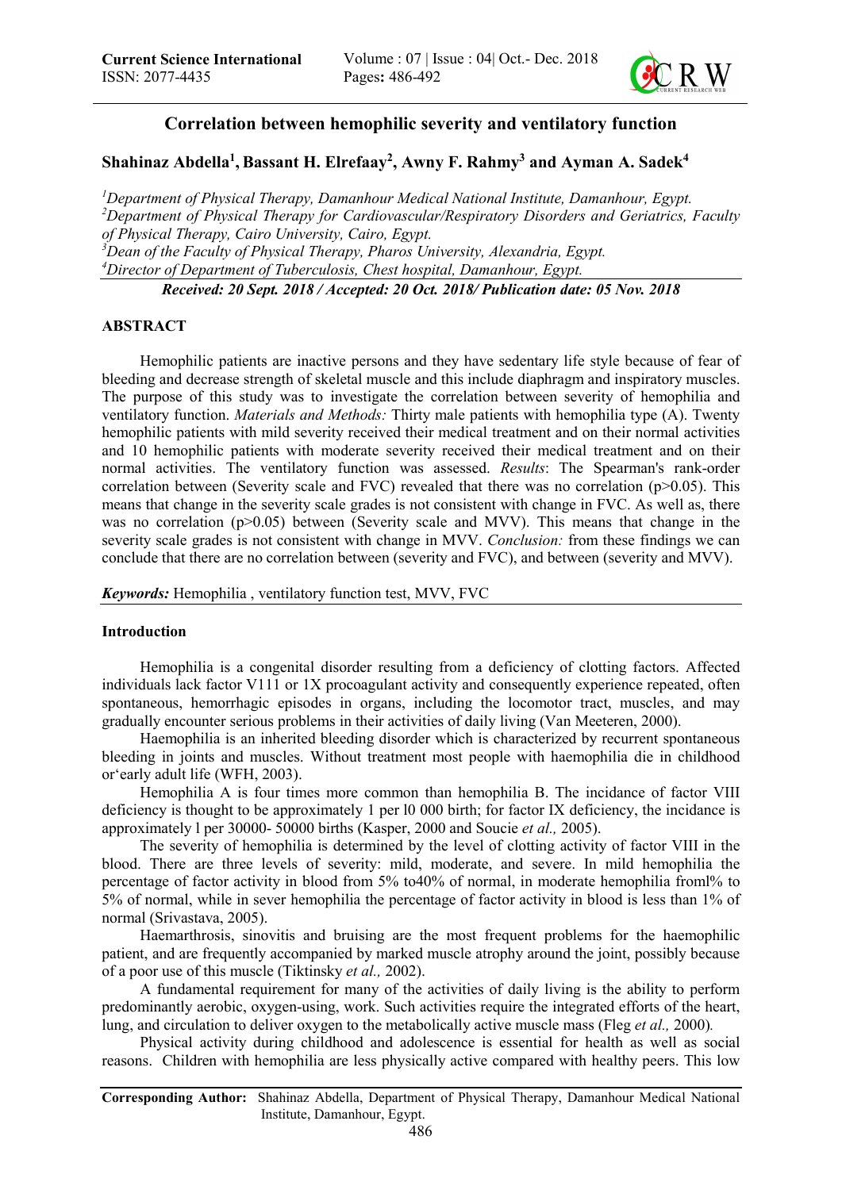# Correlation between hemophilic severity and ventilatory function

**Shahinaz Abdella[1], Bassant H. Elrefaay[2], Awny F. Rahmy[3] and Ayman A. Sadek[4]**

*[1]Department of Physical Therapy, Damanhour Medical National Institute, Damanhour, Egypt.*
*[2]Department of Physical Therapy for Cardiovascular/Respiratory Disorders and Geriatrics, Faculty of Physical Therapy, Cairo University, Cairo, Egypt.*
*[3]Dean of the Faculty of Physical Therapy, Pharos University, Alexandria, Egypt.*
*[4]Director of Department of Tuberculosis, Chest hospital, Damanhour, Egypt.*

***Received: 20 Sept. 2018 / Accepted: 20 Oct. 2018/ Publication date: 05 Nov. 2018***

## ABSTRACT

Hemophilic patients are inactive persons and they have sedentary life style because of fear of bleeding and decrease strength of skeletal muscle and this include diaphragm and inspiratory muscles. The purpose of this study was to investigate the correlation between severity of hemophilia and ventilatory function. *Materials and Methods:* Thirty male patients with hemophilia type (A). Twenty hemophilic patients with mild severity received their medical treatment and on their normal activities and 10 hemophilic patients with moderate severity received their medical treatment and on their normal activities. The ventilatory function was assessed. *Results*: The Spearman's rank-order correlation between (Severity scale and FVC) revealed that there was no correlation ($p>0.05$). This means that change in the severity scale grades is not consistent with change in FVC. As well as, there was no correlation ($p>0.05$) between (Severity scale and MVV). This means that change in the severity scale grades is not consistent with change in MVV. *Conclusion:* from these findings we can conclude that there are no correlation between (severity and FVC), and between (severity and MVV).

***Keywords:*** Hemophilia , ventilatory function test, MVV, FVC

## Introduction

Hemophilia is a congenital disorder resulting from a deficiency of clotting factors. Affected individuals lack factor V111 or 1X procoagulant activity and consequently experience repeated, often spontaneous, hemorrhagic episodes in organs, including the locomotor tract, muscles, and may gradually encounter serious problems in their activities of daily living (Van Meeteren, 2000).

Haemophilia is an inherited bleeding disorder which is characterized by recurrent spontaneous bleeding in joints and muscles. Without treatment most people with haemophilia die in childhood or'early adult life (WFH, 2003).

Hemophilia A is four times more common than hemophilia B. The incidance of factor VIII deficiency is thought to be approximately 1 per l0 000 birth; for factor IX deficiency, the incidance is approximately l per 30000- 50000 births (Kasper, 2000 and Soucie *et al.,* 2005).

The severity of hemophilia is determined by the level of clotting activity of factor VIII in the blood. There are three levels of severity: mild, moderate, and severe. In mild hemophilia the percentage of factor activity in blood from 5% to40% of normal, in moderate hemophilia froml% to 5% of normal, while in sever hemophilia the percentage of factor activity in blood is less than 1% of normal (Srivastava, 2005).

Haemarthrosis, sinovitis and bruising are the most frequent problems for the haemophilic patient, and are frequently accompanied by marked muscle atrophy around the joint, possibly because of a poor use of this muscle (Tiktinsky *et al.,* 2002).

A fundamental requirement for many of the activities of daily living is the ability to perform predominantly aerobic, oxygen-using, work. Such activities require the integrated efforts of the heart, lung, and circulation to deliver oxygen to the metabolically active muscle mass (Fleg *et al.,* 2000)*.*

Physical activity during childhood and adolescence is essential for health as well as social reasons. Children with hemophilia are less physically active compared with healthy peers. This low

**Corresponding Author:** Shahinaz Abdella, Department of Physical Therapy, Damanhour Medical National Institute, Damanhour, Egypt.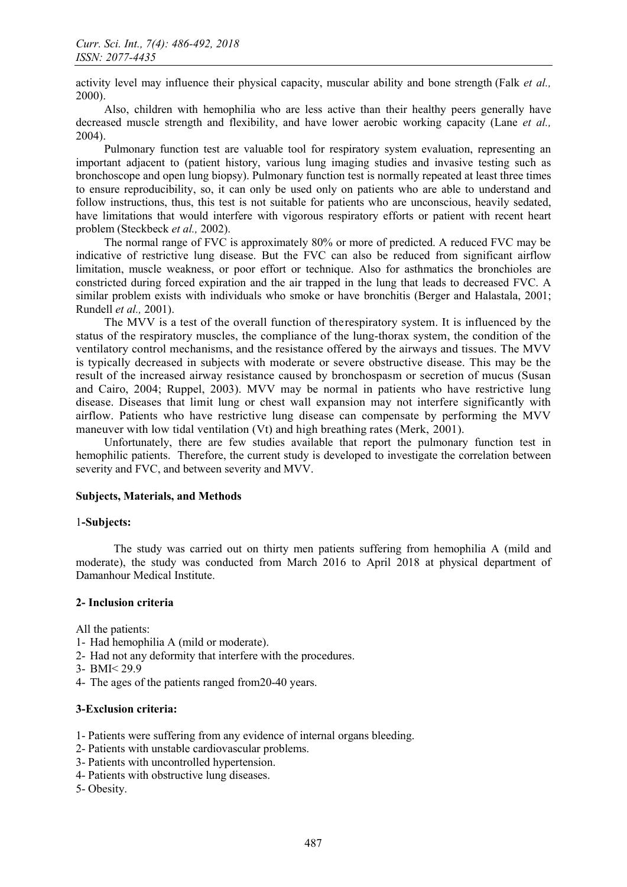activity level may influence their physical capacity, muscular ability and bone strength (Falk *et al.,* 2000).

Also, children with hemophilia who are less active than their healthy peers generally have decreased muscle strength and flexibility, and have lower aerobic working capacity (Lane *et al.,* 2004).

Pulmonary function test are valuable tool for respiratory system evaluation, representing an important adjacent to (patient history, various lung imaging studies and invasive testing such as bronchoscope and open lung biopsy). Pulmonary function test is normally repeated at least three times to ensure reproducibility, so, it can only be used only on patients who are able to understand and follow instructions, thus, this test is not suitable for patients who are unconscious, heavily sedated, have limitations that would interfere with vigorous respiratory efforts or patient with recent heart problem (Steckbeck *et al.,* 2002).

The normal range of FVC is approximately 80% or more of predicted. A reduced FVC may be indicative of restrictive lung disease. But the FVC can also be reduced from significant airflow limitation, muscle weakness, or poor effort or technique. Also for asthmatics the bronchioles are constricted during forced expiration and the air trapped in the lung that leads to decreased FVC. A similar problem exists with individuals who smoke or have bronchitis (Berger and Halastala, 2001; Rundell *et al.,* 2001).

The MVV is a test of the overall function of therespiratory system. It is influenced by the status of the respiratory muscles, the compliance of the lung-thorax system, the condition of the ventilatory control mechanisms, and the resistance offered by the airways and tissues. The MVV is typically decreased in subjects with moderate or severe obstructive disease. This may be the result of the increased airway resistance caused by bronchospasm or secretion of mucus (Susan and Cairo, 2004; Ruppel, 2003). MVV may be normal in patients who have restrictive lung disease. Diseases that limit lung or chest wall expansion may not interfere significantly with airflow. Patients who have restrictive lung disease can compensate by performing the MVV maneuver with low tidal ventilation (Vt) and high breathing rates (Merk, 2001).

Unfortunately, there are few studies available that report the pulmonary function test in hemophilic patients. Therefore, the current study is developed to investigate the correlation between severity and FVC, and between severity and MVV.

## Subjects, Materials, and Methods

### 1-Subjects:

The study was carried out on thirty men patients suffering from hemophilia A (mild and moderate), the study was conducted from March 2016 to April 2018 at physical department of Damanhour Medical Institute.

### 2- Inclusion criteria

All the patients:

1- Had hemophilia A (mild or moderate).
2- Had not any deformity that interfere with the procedures.
3- BMI< 29.9
4- The ages of the patients ranged from20-40 years.

### 3-Exclusion criteria:

1- Patients were suffering from any evidence of internal organs bleeding.
2- Patients with unstable cardiovascular problems.
3- Patients with uncontrolled hypertension.
4- Patients with obstructive lung diseases.
5- Obesity.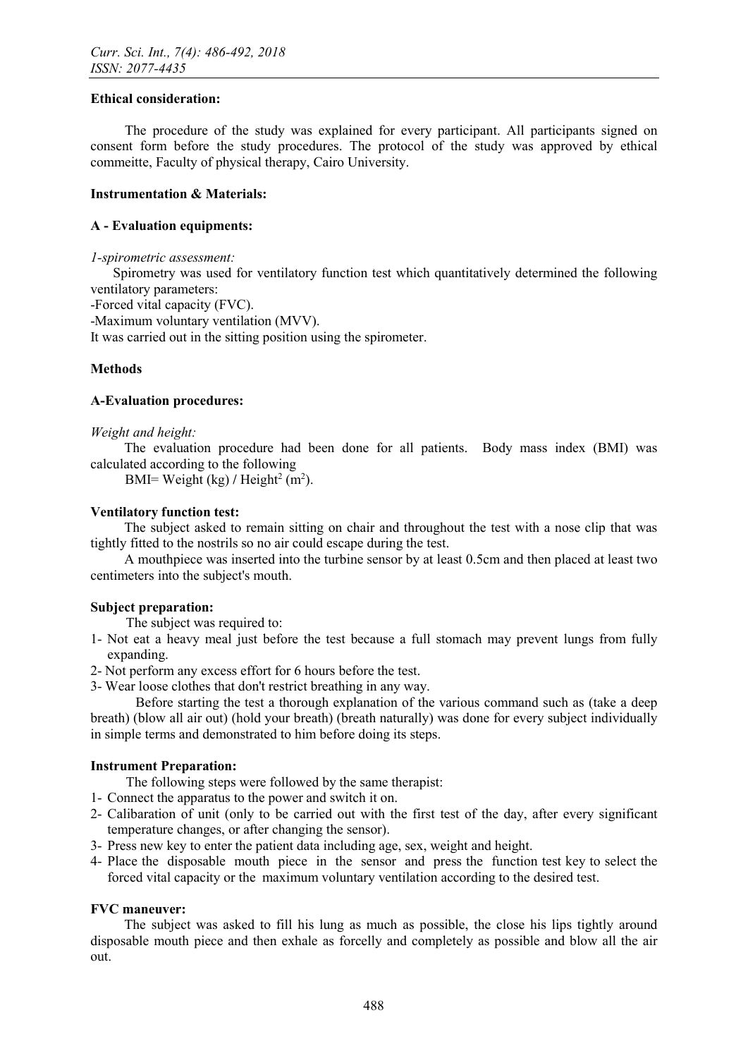**Ethical consideration:**

The procedure of the study was explained for every participant. All participants signed on consent form before the study procedures. The protocol of the study was approved by ethical commeitte, Faculty of physical therapy, Cairo University.

**Instrumentation & Materials:**

**A - Evaluation equipments:**

*1-spirometric assessment:*

Spirometry was used for ventilatory function test which quantitatively determined the following ventilatory parameters:

-Forced vital capacity (FVC).

-Maximum voluntary ventilation (MVV).

It was carried out in the sitting position using the spirometer.

**Methods**

**A-Evaluation procedures:**

*Weight and height:*

The evaluation procedure had been done for all patients. Body mass index (BMI) was calculated according to the following

BMI= Weight (kg) / Height$^2$ (m$^2$).

**Ventilatory function test:**

The subject asked to remain sitting on chair and throughout the test with a nose clip that was tightly fitted to the nostrils so no air could escape during the test.

A mouthpiece was inserted into the turbine sensor by at least 0.5cm and then placed at least two centimeters into the subject's mouth.

**Subject preparation:**

The subject was required to:

1- Not eat a heavy meal just before the test because a full stomach may prevent lungs from fully expanding.
2- Not perform any excess effort for 6 hours before the test.
3- Wear loose clothes that don't restrict breathing in any way.

Before starting the test a thorough explanation of the various command such as (take a deep breath) (blow all air out) (hold your breath) (breath naturally) was done for every subject individually in simple terms and demonstrated to him before doing its steps.

**Instrument Preparation:**

The following steps were followed by the same therapist:

1- Connect the apparatus to the power and switch it on.
2- Calibaration of unit (only to be carried out with the first test of the day, after every significant temperature changes, or after changing the sensor).
3- Press new key to enter the patient data including age, sex, weight and height.
4- Place the disposable mouth piece in the sensor and press the function test key to select the forced vital capacity or the maximum voluntary ventilation according to the desired test.

**FVC maneuver:**

The subject was asked to fill his lung as much as possible, the close his lips tightly around disposable mouth piece and then exhale as forcelly and completely as possible and blow all the air out.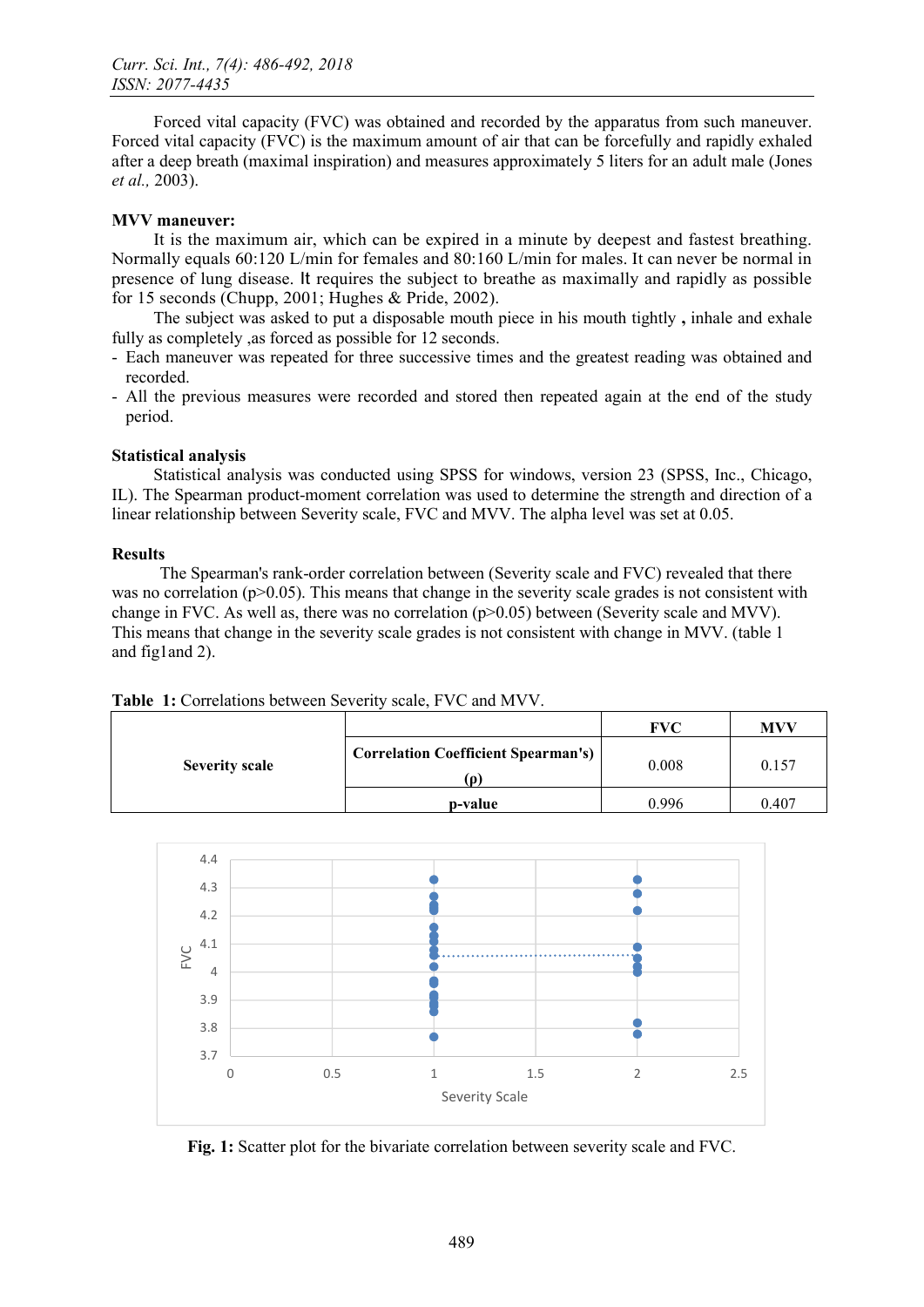Forced vital capacity (FVC) was obtained and recorded by the apparatus from such maneuver. Forced vital capacity (FVC) is the maximum amount of air that can be forcefully and rapidly exhaled after a deep breath (maximal inspiration) and measures approximately 5 liters for an adult male (Jones *et al.,* 2003).

**MVV maneuver:**

It is the maximum air, which can be expired in a minute by deepest and fastest breathing. Normally equals 60:120 L/min for females and 80:160 L/min for males. It can never be normal in presence of lung disease. It requires the subject to breathe as maximally and rapidly as possible for 15 seconds (Chupp, 2001; Hughes & Pride, 2002).

The subject was asked to put a disposable mouth piece in his mouth tightly **,** inhale and exhale fully as completely ,as forced as possible for 12 seconds.

- Each maneuver was repeated for three successive times and the greatest reading was obtained and recorded.
- All the previous measures were recorded and stored then repeated again at the end of the study period.

**Statistical analysis**

Statistical analysis was conducted using SPSS for windows, version 23 (SPSS, Inc., Chicago, IL). The Spearman product-moment correlation was used to determine the strength and direction of a linear relationship between Severity scale, FVC and MVV. The alpha level was set at 0.05.

**Results**

The Spearman's rank-order correlation between (Severity scale and FVC) revealed that there was no correlation ($p>0.05$). This means that change in the severity scale grades is not consistent with change in FVC. As well as, there was no correlation ($p>0.05$) between (Severity scale and MVV). This means that change in the severity scale grades is not consistent with change in MVV. (table 1 and fig1and 2).

**Table 1:** Correlations between Severity scale, FVC and MVV.

| | | FVC | MVV |
|---|---|---|---|
| **Severity scale** | **Correlation Coefficient Spearman's) (ρ)** | 0.008 | 0.157 |
| | **p-value** | 0.996 | 0.407 |

**Fig. 1:** Scatter plot for the bivariate correlation between severity scale and FVC.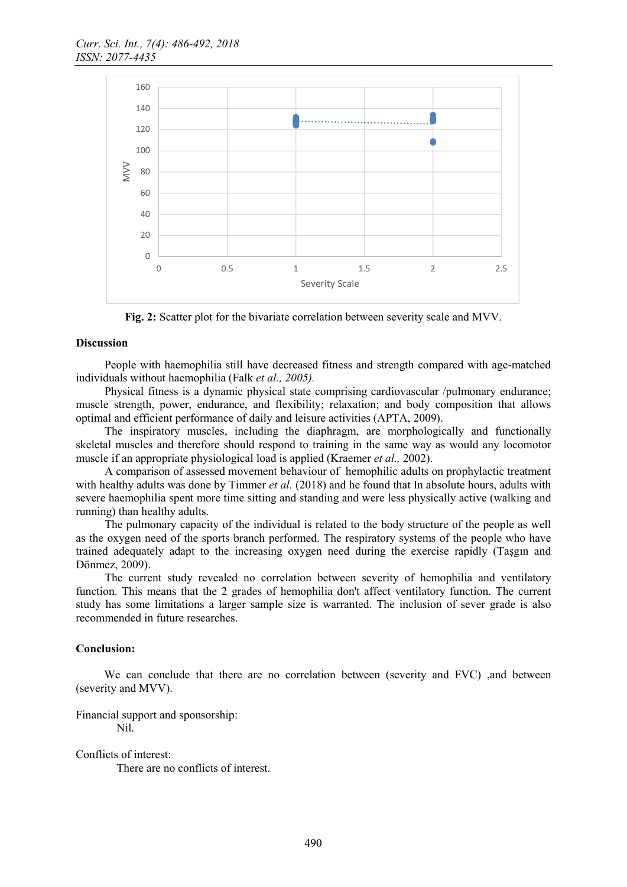Fig. 2: Scatter plot for the bivariate correlation between severity scale and MVV.

## Discussion

People with haemophilia still have decreased fitness and strength compared with age-matched individuals without haemophilia (Falk *et al., 2005).*

Physical fitness is a dynamic physical state comprising cardiovascular /pulmonary endurance; muscle strength, power, endurance, and flexibility; relaxation; and body composition that allows optimal and efficient performance of daily and leisure activities (APTA, 2009).

The inspiratory muscles, including the diaphragm, are morphologically and functionally skeletal muscles and therefore should respond to training in the same way as would any locomotor muscle if an appropriate physiological load is applied (Kraemer *et al.,* 2002).

A comparison of assessed movement behaviour of hemophilic adults on prophylactic treatment with healthy adults was done by Timmer *et al.* (2018) and he found that In absolute hours, adults with severe haemophilia spent more time sitting and standing and were less physically active (walking and running) than healthy adults.

The pulmonary capacity of the individual is related to the body structure of the people as well as the oxygen need of the sports branch performed. The respiratory systems of the people who have trained adequately adapt to the increasing oxygen need during the exercise rapidly (Taşgın and Dönmez, 2009).

The current study revealed no correlation between severity of hemophilia and ventilatory function. This means that the 2 grades of hemophilia don't affect ventilatory function. The current study has some limitations a larger sample size is warranted. The inclusion of sever grade is also recommended in future researches.

## Conclusion:

We can conclude that there are no correlation between (severity and FVC) ,and between (severity and MVV).

Financial support and sponsorship:
Nil.

Conflicts of interest:
There are no conflicts of interest.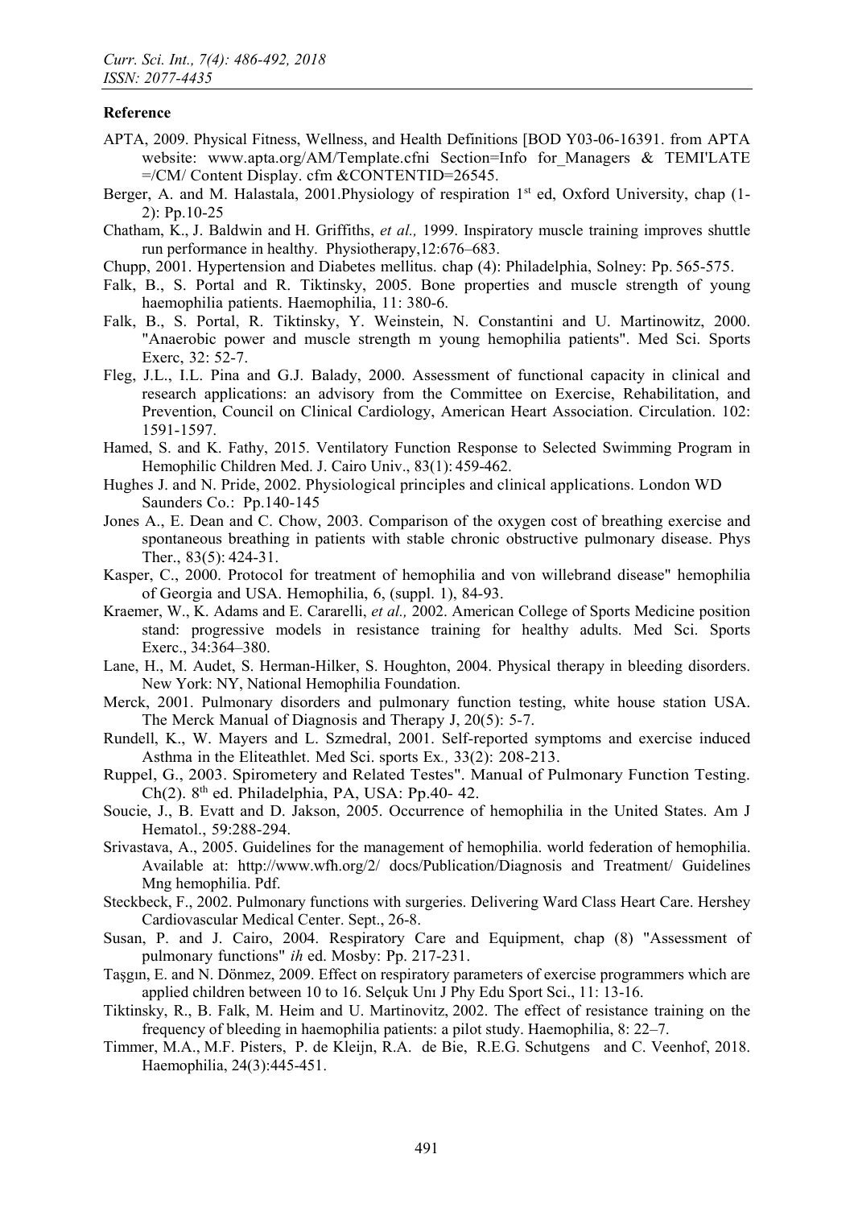**Reference**

APTA, 2009. Physical Fitness, Wellness, and Health Definitions [BOD Y03-06-16391. from APTA website: www.apta.org/AM/Template.cfni Section=Info for_Managers & TEMI'LATE =/CM/ Content Display. cfm &CONTENTID=26545.

Berger, A. and M. Halastala, 2001.Physiology of respiration 1st ed, Oxford University, chap (1-2): Pp.10-25

Chatham, K., J. Baldwin and H. Griffiths, *et al.,* 1999. Inspiratory muscle training improves shuttle run performance in healthy. Physiotherapy,12:676–683.

Chupp, 2001. Hypertension and Diabetes mellitus. chap (4): Philadelphia, Solney: Pp. 565-575.

Falk, B., S. Portal and R. Tiktinsky, 2005. Bone properties and muscle strength of young haemophilia patients. Haemophilia, 11: 380-6.

Falk, B., S. Portal, R. Tiktinsky, Y. Weinstein, N. Constantini and U. Martinowitz, 2000. "Anaerobic power and muscle strength m young hemophilia patients". Med Sci. Sports Exerc, 32: 52-7.

Fleg, J.L., I.L. Pina and G.J. Balady, 2000. Assessment of functional capacity in clinical and research applications: an advisory from the Committee on Exercise, Rehabilitation, and Prevention, Council on Clinical Cardiology, American Heart Association. Circulation. 102: 1591-1597.

Hamed, S. and K. Fathy, 2015. Ventilatory Function Response to Selected Swimming Program in Hemophilic Children Med. J. Cairo Univ., 83(1): 459-462.

Hughes J. and N. Pride, 2002. Physiological principles and clinical applications. London WD Saunders Co.: Pp.140-145

Jones A., E. Dean and C. Chow, 2003. Comparison of the oxygen cost of breathing exercise and spontaneous breathing in patients with stable chronic obstructive pulmonary disease. Phys Ther., 83(5): 424-31.

Kasper, C., 2000. Protocol for treatment of hemophilia and von willebrand disease" hemophilia of Georgia and USA. Hemophilia, 6, (suppl. 1), 84-93.

Kraemer, W., K. Adams and E. Cararelli, *et al.,* 2002. American College of Sports Medicine position stand: progressive models in resistance training for healthy adults. Med Sci. Sports Exerc., 34:364–380.

Lane, H., M. Audet, S. Herman-Hilker, S. Houghton, 2004. Physical therapy in bleeding disorders. New York: NY, National Hemophilia Foundation.

Merck, 2001. Pulmonary disorders and pulmonary function testing, white house station USA. The Merck Manual of Diagnosis and Therapy J, 20(5): 5-7.

Rundell, K., W. Mayers and L. Szmedral, 2001. Self-reported symptoms and exercise induced Asthma in the Eliteathlet. Med Sci. sports Ex*.,* 33(2): 208-213.

Ruppel, G., 2003. Spirometery and Related Testes". Manual of Pulmonary Function Testing. Ch(2). 8th ed. Philadelphia, PA, USA: Pp.40- 42.

Soucie, J., B. Evatt and D. Jakson, 2005. Occurrence of hemophilia in the United States. Am J Hematol., 59:288-294.

Srivastava, A., 2005. Guidelines for the management of hemophilia. world federation of hemophilia. Available at: http://www.wfh.org/2/ docs/Publication/Diagnosis and Treatment/ Guidelines Mng hemophilia. Pdf.

Steckbeck, F., 2002. Pulmonary functions with surgeries. Delivering Ward Class Heart Care. Hershey Cardiovascular Medical Center. Sept., 26-8.

Susan, P. and J. Cairo, 2004. Respiratory Care and Equipment, chap (8) "Assessment of pulmonary functions" *ih* ed. Mosby: Pp. 217-231.

Taşgın, E. and N. Dönmez, 2009. Effect on respiratory parameters of exercise programmers which are applied children between 10 to 16. Selçuk Unı J Phy Edu Sport Sci., 11: 13-16.

Tiktinsky, R., B. Falk, M. Heim and U. Martinovitz, 2002. The effect of resistance training on the frequency of bleeding in haemophilia patients: a pilot study. Haemophilia, 8: 22–7.

Timmer, M.A., M.F. Pisters, P. de Kleijn, R.A. de Bie, R.E.G. Schutgens and C. Veenhof, 2018. Haemophilia, 24(3):445-451.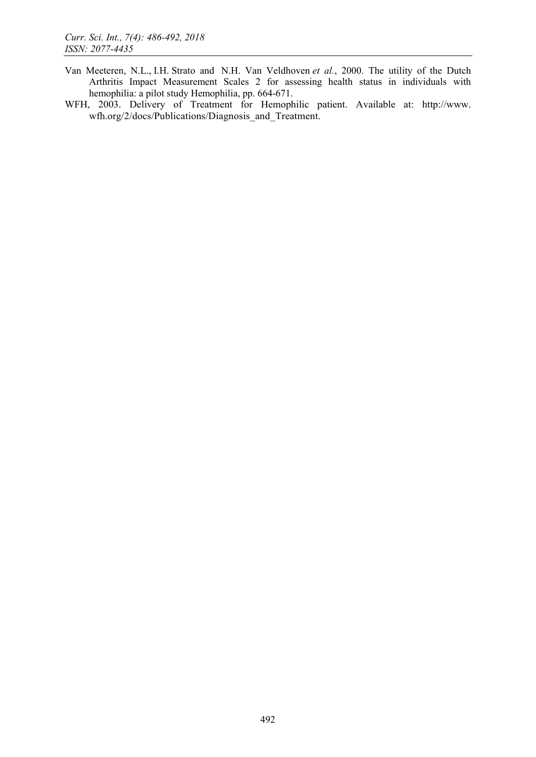Van Meeteren, N.L., I.H. Strato and N.H. Van Veldhoven *et al.*, 2000. The utility of the Dutch Arthritis Impact Measurement Scales 2 for assessing health status in individuals with hemophilia: a pilot study Hemophilia, pp. 664-671.

WFH, 2003. Delivery of Treatment for Hemophilic patient. Available at: http://www.wfh.org/2/docs/Publications/Diagnosis_and_Treatment.